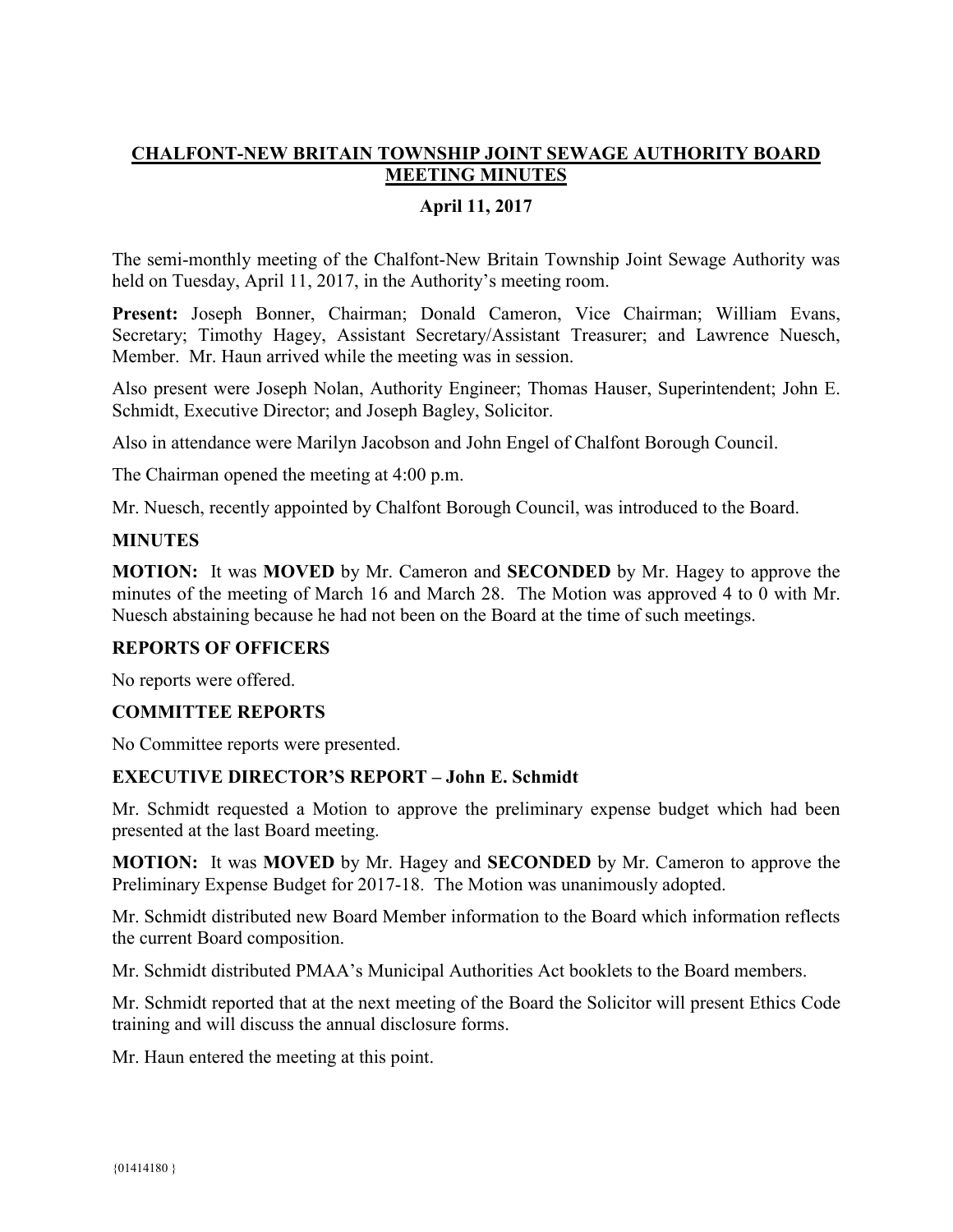# CHALFONT-NEW BRITAIN TOWNSHIP JOINT SEWAGE AUTHORITY BOARD MEETING MINUTES

## April 11, 2017

The semi-monthly meeting of the Chalfont-New Britain Township Joint Sewage Authority was held on Tuesday, April 11, 2017, in the Authority's meeting room.

**Present:** Joseph Bonner, Chairman; Donald Cameron, Vice Chairman; William Evans, Secretary; Timothy Hagey, Assistant Secretary/Assistant Treasurer; and Lawrence Nuesch, Member. Mr. Haun arrived while the meeting was in session.

Also present were Joseph Nolan, Authority Engineer; Thomas Hauser, Superintendent; John E. Schmidt, Executive Director; and Joseph Bagley, Solicitor.

Also in attendance were Marilyn Jacobson and John Engel of Chalfont Borough Council.

The Chairman opened the meeting at 4:00 p.m.

Mr. Nuesch, recently appointed by Chalfont Borough Council, was introduced to the Board.

### MINUTES

**MOTION:** It was **MOVED** by Mr. Cameron and **SECONDED** by Mr. Hagey to approve the minutes of the meeting of March 16 and March 28. The Motion was approved 4 to 0 with Mr. Nuesch abstaining because he had not been on the Board at the time of such meetings.

### REPORTS OF OFFICERS

No reports were offered.

### COMMITTEE REPORTS

No Committee reports were presented.

### EXECUTIVE DIRECTOR'S REPORT – John E. Schmidt

Mr. Schmidt requested a Motion to approve the preliminary expense budget which had been presented at the last Board meeting.

**MOTION:** It was **MOVED** by Mr. Hagey and **SECONDED** by Mr. Cameron to approve the Preliminary Expense Budget for 2017-18. The Motion was unanimously adopted.

Mr. Schmidt distributed new Board Member information to the Board which information reflects the current Board composition.

Mr. Schmidt distributed PMAA's Municipal Authorities Act booklets to the Board members.

Mr. Schmidt reported that at the next meeting of the Board the Solicitor will present Ethics Code training and will discuss the annual disclosure forms.

Mr. Haun entered the meeting at this point.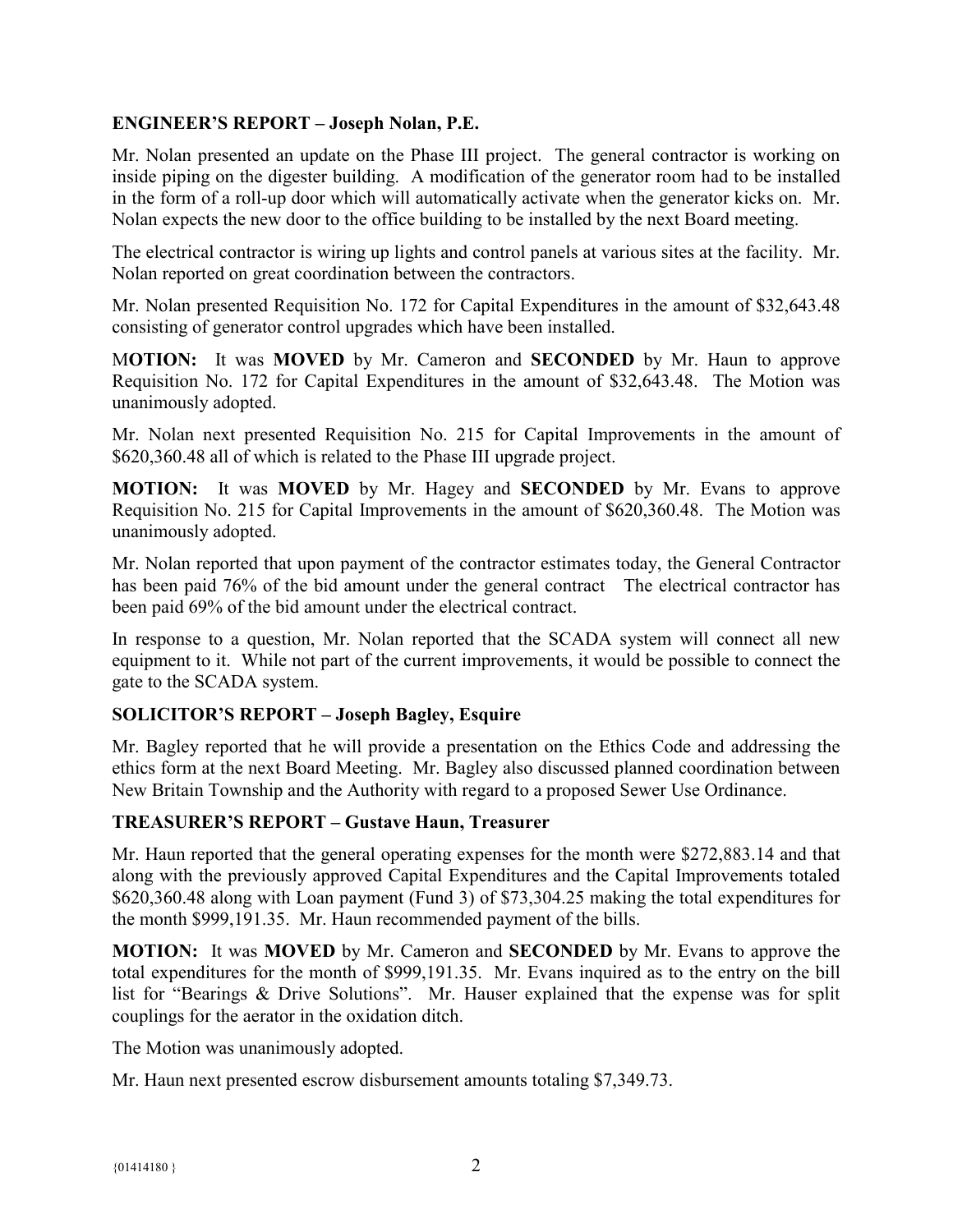**ENGINEER'S REPORT – Joseph Nolan, P.E.**

Mr. Nolan presented an update on the Phase III project. The general contractor is working on inside piping on the digester building. A modification of the generator room had to be installed in the form of a roll-up door which will automatically activate when the generator kicks on. Mr. Nolan expects the new door to the office building to be installed by the next Board meeting.

The electrical contractor is wiring up lights and control panels at various sites at the facility. Mr. Nolan reported on great coordination between the contractors.

Mr. Nolan presented Requisition No. 172 for Capital Expenditures in the amount of $32,643.48 consisting of generator control upgrades which have been installed.

**MOTION:** It was **MOVED** by Mr. Cameron and **SECONDED** by Mr. Haun to approve Requisition No. 172 for Capital Expenditures in the amount of $32,643.48. The Motion was unanimously adopted.

Mr. Nolan next presented Requisition No. 215 for Capital Improvements in the amount of $620,360.48 all of which is related to the Phase III upgrade project.

**MOTION:** It was **MOVED** by Mr. Hagey and **SECONDED** by Mr. Evans to approve Requisition No. 215 for Capital Improvements in the amount of $620,360.48. The Motion was unanimously adopted.

Mr. Nolan reported that upon payment of the contractor estimates today, the General Contractor has been paid 76% of the bid amount under the general contract The electrical contractor has been paid 69% of the bid amount under the electrical contract.

In response to a question, Mr. Nolan reported that the SCADA system will connect all new equipment to it. While not part of the current improvements, it would be possible to connect the gate to the SCADA system.

**SOLICITOR'S REPORT – Joseph Bagley, Esquire**

Mr. Bagley reported that he will provide a presentation on the Ethics Code and addressing the ethics form at the next Board Meeting. Mr. Bagley also discussed planned coordination between New Britain Township and the Authority with regard to a proposed Sewer Use Ordinance.

**TREASURER'S REPORT – Gustave Haun, Treasurer**

Mr. Haun reported that the general operating expenses for the month were $272,883.14 and that along with the previously approved Capital Expenditures and the Capital Improvements totaled $620,360.48 along with Loan payment (Fund 3) of $73,304.25 making the total expenditures for the month $999,191.35. Mr. Haun recommended payment of the bills.

**MOTION:** It was **MOVED** by Mr. Cameron and **SECONDED** by Mr. Evans to approve the total expenditures for the month of $999,191.35. Mr. Evans inquired as to the entry on the bill list for "Bearings & Drive Solutions". Mr. Hauser explained that the expense was for split couplings for the aerator in the oxidation ditch.

The Motion was unanimously adopted.

Mr. Haun next presented escrow disbursement amounts totaling $7,349.73.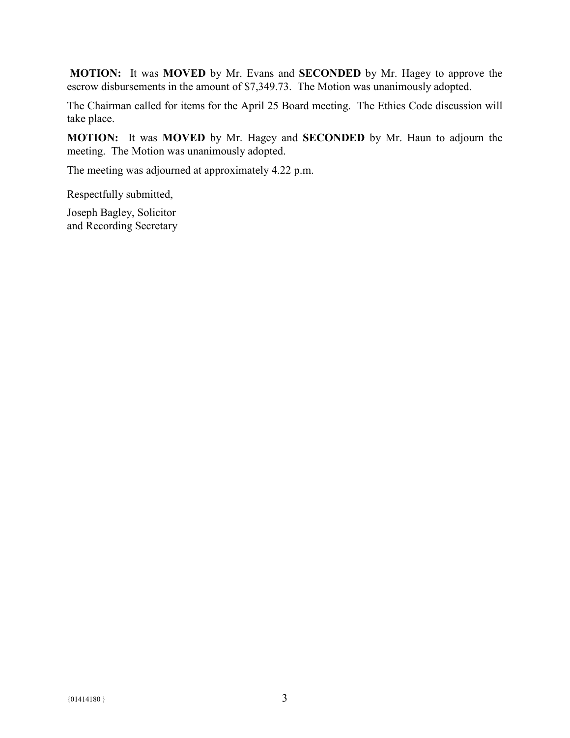**MOTION:** It was **MOVED** by Mr. Evans and **SECONDED** by Mr. Hagey to approve the escrow disbursements in the amount of $7,349.73. The Motion was unanimously adopted.

The Chairman called for items for the April 25 Board meeting. The Ethics Code discussion will take place.

**MOTION:** It was **MOVED** by Mr. Hagey and **SECONDED** by Mr. Haun to adjourn the meeting. The Motion was unanimously adopted.

The meeting was adjourned at approximately 4.22 p.m.

Respectfully submitted,

Joseph Bagley, Solicitor
and Recording Secretary

{01414180 }